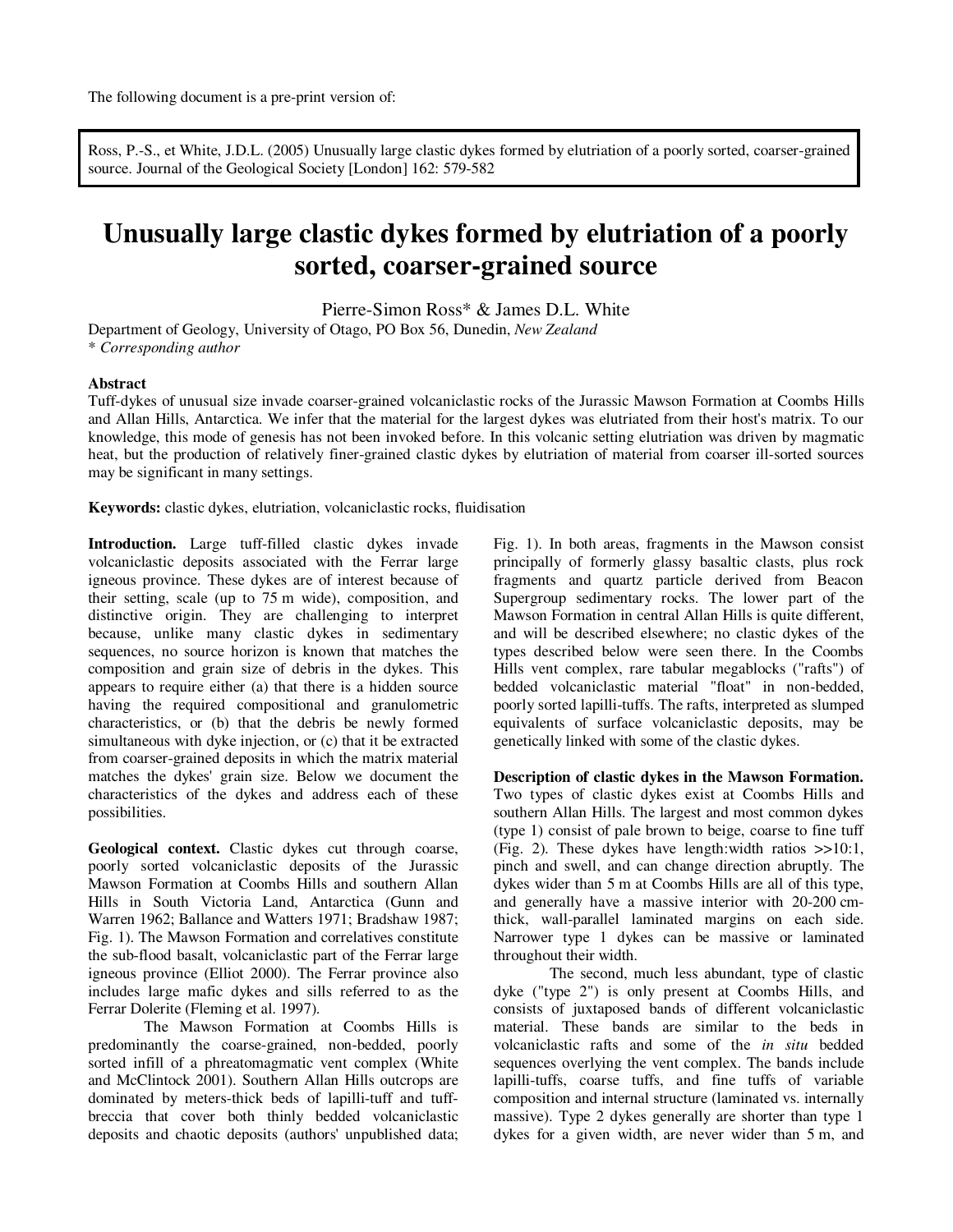The following document is a pre-print version of:

Ross, P.-S., et White, J.D.L. (2005) Unusually large clastic dykes formed by elutriation of a poorly sorted, coarser-grained source. Journal of the Geological Society [London] 162: 579-582

# Unusually large clastic dykes formed by elutriation of a poorly sorted, coarser-grained source

Pierre-Simon Ross* & James D.L. White

Department of Geology, University of Otago, PO Box 56, Dunedin, *New Zealand*
\* *Corresponding author*

**Abstract**

Tuff-dykes of unusual size invade coarser-grained volcaniclastic rocks of the Jurassic Mawson Formation at Coombs Hills and Allan Hills, Antarctica. We infer that the material for the largest dykes was elutriated from their host's matrix. To our knowledge, this mode of genesis has not been invoked before. In this volcanic setting elutriation was driven by magmatic heat, but the production of relatively finer-grained clastic dykes by elutriation of material from coarser ill-sorted sources may be significant in many settings.

**Keywords:** clastic dykes, elutriation, volcaniclastic rocks, fluidisation

**Introduction.** Large tuff-filled clastic dykes invade volcaniclastic deposits associated with the Ferrar large igneous province. These dykes are of interest because of their setting, scale (up to 75 m wide), composition, and distinctive origin. They are challenging to interpret because, unlike many clastic dykes in sedimentary sequences, no source horizon is known that matches the composition and grain size of debris in the dykes. This appears to require either (a) that there is a hidden source having the required compositional and granulometric characteristics, or (b) that the debris be newly formed simultaneous with dyke injection, or (c) that it be extracted from coarser-grained deposits in which the matrix material matches the dykes' grain size. Below we document the characteristics of the dykes and address each of these possibilities.

**Geological context.** Clastic dykes cut through coarse, poorly sorted volcaniclastic deposits of the Jurassic Mawson Formation at Coombs Hills and southern Allan Hills in South Victoria Land, Antarctica (Gunn and Warren 1962; Ballance and Watters 1971; Bradshaw 1987; Fig. 1). The Mawson Formation and correlatives constitute the sub-flood basalt, volcaniclastic part of the Ferrar large igneous province (Elliot 2000). The Ferrar province also includes large mafic dykes and sills referred to as the Ferrar Dolerite (Fleming et al. 1997).

The Mawson Formation at Coombs Hills is predominantly the coarse-grained, non-bedded, poorly sorted infill of a phreatomagmatic vent complex (White and McClintock 2001). Southern Allan Hills outcrops are dominated by meters-thick beds of lapilli-tuff and tuff-breccia that cover both thinly bedded volcaniclastic deposits and chaotic deposits (authors' unpublished data; Fig. 1). In both areas, fragments in the Mawson consist principally of formerly glassy basaltic clasts, plus rock fragments and quartz particle derived from Beacon Supergroup sedimentary rocks. The lower part of the Mawson Formation in central Allan Hills is quite different, and will be described elsewhere; no clastic dykes of the types described below were seen there. In the Coombs Hills vent complex, rare tabular megablocks ("rafts") of bedded volcaniclastic material "float" in non-bedded, poorly sorted lapilli-tuffs. The rafts, interpreted as slumped equivalents of surface volcaniclastic deposits, may be genetically linked with some of the clastic dykes.

**Description of clastic dykes in the Mawson Formation.** Two types of clastic dykes exist at Coombs Hills and southern Allan Hills. The largest and most common dykes (type 1) consist of pale brown to beige, coarse to fine tuff (Fig. 2). These dykes have length:width ratios >>10:1, pinch and swell, and can change direction abruptly. The dykes wider than 5 m at Coombs Hills are all of this type, and generally have a massive interior with 20-200 cm-thick, wall-parallel laminated margins on each side. Narrower type 1 dykes can be massive or laminated throughout their width.

The second, much less abundant, type of clastic dyke ("type 2") is only present at Coombs Hills, and consists of juxtaposed bands of different volcaniclastic material. These bands are similar to the beds in volcaniclastic rafts and some of the *in situ* bedded sequences overlying the vent complex. The bands include lapilli-tuffs, coarse tuffs, and fine tuffs of variable composition and internal structure (laminated vs. internally massive). Type 2 dykes generally are shorter than type 1 dykes for a given width, are never wider than 5 m, and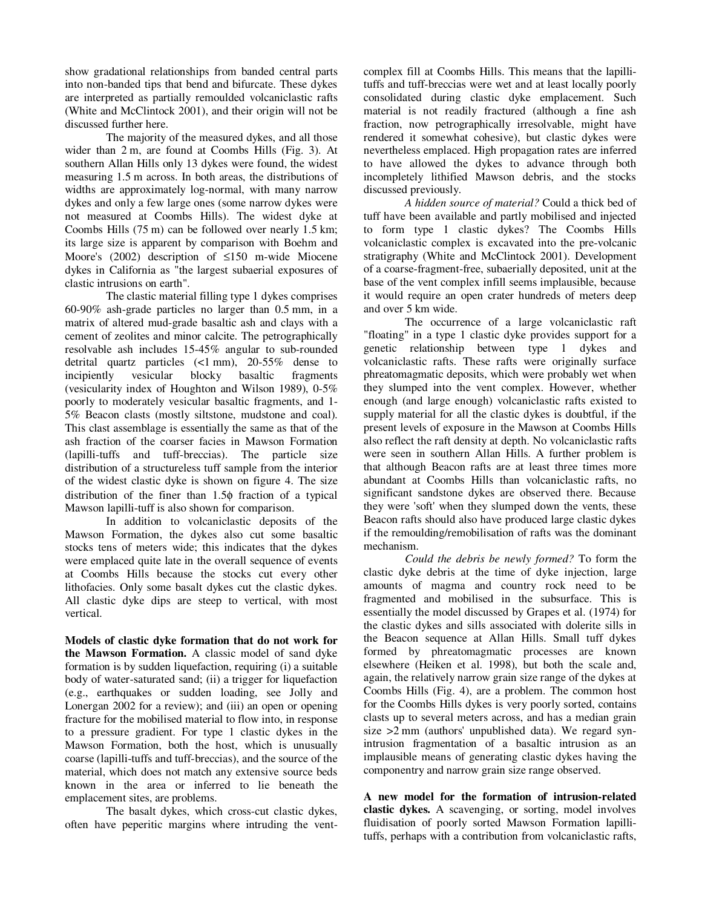show gradational relationships from banded central parts into non-banded tips that bend and bifurcate. These dykes are interpreted as partially remoulded volcaniclastic rafts (White and McClintock 2001), and their origin will not be discussed further here.

The majority of the measured dykes, and all those wider than 2 m, are found at Coombs Hills (Fig. 3). At southern Allan Hills only 13 dykes were found, the widest measuring 1.5 m across. In both areas, the distributions of widths are approximately log-normal, with many narrow dykes and only a few large ones (some narrow dykes were not measured at Coombs Hills). The widest dyke at Coombs Hills (75 m) can be followed over nearly 1.5 km; its large size is apparent by comparison with Boehm and Moore's (2002) description of ≤150 m-wide Miocene dykes in California as "the largest subaerial exposures of clastic intrusions on earth".

The clastic material filling type 1 dykes comprises 60-90% ash-grade particles no larger than 0.5 mm, in a matrix of altered mud-grade basaltic ash and clays with a cement of zeolites and minor calcite. The petrographically resolvable ash includes 15-45% angular to sub-rounded detrital quartz particles (<1 mm), 20-55% dense to incipiently vesicular blocky basaltic fragments (vesicularity index of Houghton and Wilson 1989), 0-5% poorly to moderately vesicular basaltic fragments, and 1-5% Beacon clasts (mostly siltstone, mudstone and coal). This clast assemblage is essentially the same as that of the ash fraction of the coarser facies in Mawson Formation (lapilli-tuffs and tuff-breccias). The particle size distribution of a structureless tuff sample from the interior of the widest clastic dyke is shown on figure 4. The size distribution of the finer than 1.5ϕ fraction of a typical Mawson lapilli-tuff is also shown for comparison.

In addition to volcaniclastic deposits of the Mawson Formation, the dykes also cut some basaltic stocks tens of meters wide; this indicates that the dykes were emplaced quite late in the overall sequence of events at Coombs Hills because the stocks cut every other lithofacies. Only some basalt dykes cut the clastic dykes. All clastic dyke dips are steep to vertical, with most vertical.

**Models of clastic dyke formation that do not work for the Mawson Formation.** A classic model of sand dyke formation is by sudden liquefaction, requiring (i) a suitable body of water-saturated sand; (ii) a trigger for liquefaction (e.g., earthquakes or sudden loading, see Jolly and Lonergan 2002 for a review); and (iii) an open or opening fracture for the mobilised material to flow into, in response to a pressure gradient. For type 1 clastic dykes in the Mawson Formation, both the host, which is unusually coarse (lapilli-tuffs and tuff-breccias), and the source of the material, which does not match any extensive source beds known in the area or inferred to lie beneath the emplacement sites, are problems.

The basalt dykes, which cross-cut clastic dykes, often have peperitic margins where intruding the vent-complex fill at Coombs Hills. This means that the lapilli-tuffs and tuff-breccias were wet and at least locally poorly consolidated during clastic dyke emplacement. Such material is not readily fractured (although a fine ash fraction, now petrographically irresolvable, might have rendered it somewhat cohesive), but clastic dykes were nevertheless emplaced. High propagation rates are inferred to have allowed the dykes to advance through both incompletely lithified Mawson debris, and the stocks discussed previously.

*A hidden source of material?* Could a thick bed of tuff have been available and partly mobilised and injected to form type 1 clastic dykes? The Coombs Hills volcaniclastic complex is excavated into the pre-volcanic stratigraphy (White and McClintock 2001). Development of a coarse-fragment-free, subaerially deposited, unit at the base of the vent complex infill seems implausible, because it would require an open crater hundreds of meters deep and over 5 km wide.

The occurrence of a large volcaniclastic raft "floating" in a type 1 clastic dyke provides support for a genetic relationship between type 1 dykes and volcaniclastic rafts. These rafts were originally surface phreatomagmatic deposits, which were probably wet when they slumped into the vent complex. However, whether enough (and large enough) volcaniclastic rafts existed to supply material for all the clastic dykes is doubtful, if the present levels of exposure in the Mawson at Coombs Hills also reflect the raft density at depth. No volcaniclastic rafts were seen in southern Allan Hills. A further problem is that although Beacon rafts are at least three times more abundant at Coombs Hills than volcaniclastic rafts, no significant sandstone dykes are observed there. Because they were 'soft' when they slumped down the vents, these Beacon rafts should also have produced large clastic dykes if the remoulding/remobilisation of rafts was the dominant mechanism.

*Could the debris be newly formed?* To form the clastic dyke debris at the time of dyke injection, large amounts of magma and country rock need to be fragmented and mobilised in the subsurface. This is essentially the model discussed by Grapes et al. (1974) for the clastic dykes and sills associated with dolerite sills in the Beacon sequence at Allan Hills. Small tuff dykes formed by phreatomagmatic processes are known elsewhere (Heiken et al. 1998), but both the scale and, again, the relatively narrow grain size range of the dykes at Coombs Hills (Fig. 4), are a problem. The common host for the Coombs Hills dykes is very poorly sorted, contains clasts up to several meters across, and has a median grain size >2 mm (authors' unpublished data). We regard syn-intrusion fragmentation of a basaltic intrusion as an implausible means of generating clastic dykes having the componentry and narrow grain size range observed.

**A new model for the formation of intrusion-related clastic dykes.** A scavenging, or sorting, model involves fluidisation of poorly sorted Mawson Formation lapilli-tuffs, perhaps with a contribution from volcaniclastic rafts,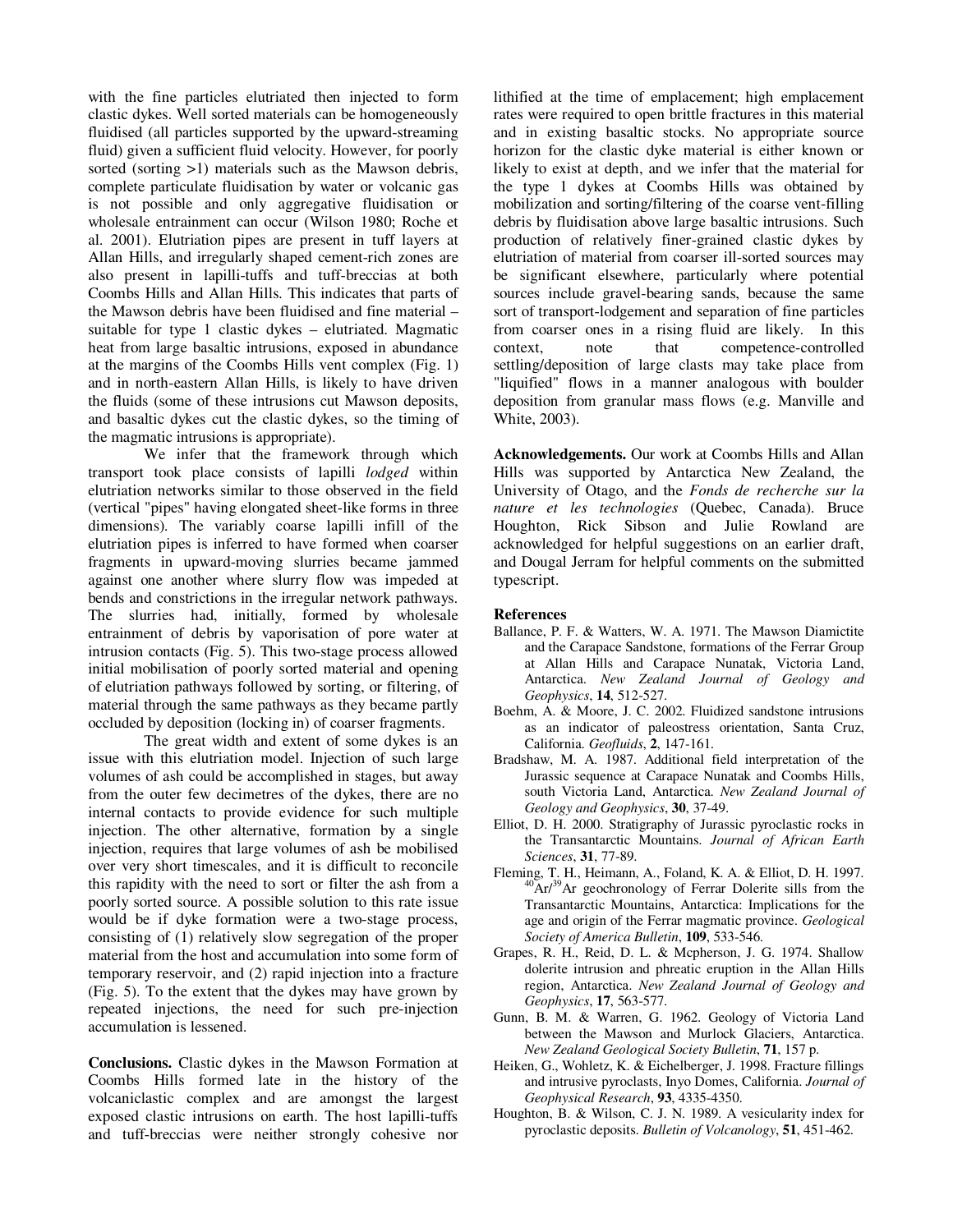with the fine particles elutriated then injected to form clastic dykes. Well sorted materials can be homogeneously fluidised (all particles supported by the upward-streaming fluid) given a sufficient fluid velocity. However, for poorly sorted (sorting >1) materials such as the Mawson debris, complete particulate fluidisation by water or volcanic gas is not possible and only aggregative fluidisation or wholesale entrainment can occur (Wilson 1980; Roche et al. 2001). Elutriation pipes are present in tuff layers at Allan Hills, and irregularly shaped cement-rich zones are also present in lapilli-tuffs and tuff-breccias at both Coombs Hills and Allan Hills. This indicates that parts of the Mawson debris have been fluidised and fine material – suitable for type 1 clastic dykes – elutriated. Magmatic heat from large basaltic intrusions, exposed in abundance at the margins of the Coombs Hills vent complex (Fig. 1) and in north-eastern Allan Hills, is likely to have driven the fluids (some of these intrusions cut Mawson deposits, and basaltic dykes cut the clastic dykes, so the timing of the magmatic intrusions is appropriate).

We infer that the framework through which transport took place consists of lapilli *lodged* within elutriation networks similar to those observed in the field (vertical "pipes" having elongated sheet-like forms in three dimensions). The variably coarse lapilli infill of the elutriation pipes is inferred to have formed when coarser fragments in upward-moving slurries became jammed against one another where slurry flow was impeded at bends and constrictions in the irregular network pathways. The slurries had, initially, formed by wholesale entrainment of debris by vaporisation of pore water at intrusion contacts (Fig. 5). This two-stage process allowed initial mobilisation of poorly sorted material and opening of elutriation pathways followed by sorting, or filtering, of material through the same pathways as they became partly occluded by deposition (locking in) of coarser fragments.

The great width and extent of some dykes is an issue with this elutriation model. Injection of such large volumes of ash could be accomplished in stages, but away from the outer few decimetres of the dykes, there are no internal contacts to provide evidence for such multiple injection. The other alternative, formation by a single injection, requires that large volumes of ash be mobilised over very short timescales, and it is difficult to reconcile this rapidity with the need to sort or filter the ash from a poorly sorted source. A possible solution to this rate issue would be if dyke formation were a two-stage process, consisting of (1) relatively slow segregation of the proper material from the host and accumulation into some form of temporary reservoir, and (2) rapid injection into a fracture (Fig. 5). To the extent that the dykes may have grown by repeated injections, the need for such pre-injection accumulation is lessened.

**Conclusions.** Clastic dykes in the Mawson Formation at Coombs Hills formed late in the history of the volcaniclastic complex and are amongst the largest exposed clastic intrusions on earth. The host lapilli-tuffs and tuff-breccias were neither strongly cohesive nor lithified at the time of emplacement; high emplacement rates were required to open brittle fractures in this material and in existing basaltic stocks. No appropriate source horizon for the clastic dyke material is either known or likely to exist at depth, and we infer that the material for the type 1 dykes at Coombs Hills was obtained by mobilization and sorting/filtering of the coarse vent-filling debris by fluidisation above large basaltic intrusions. Such production of relatively finer-grained clastic dykes by elutriation of material from coarser ill-sorted sources may be significant elsewhere, particularly where potential sources include gravel-bearing sands, because the same sort of transport-lodgement and separation of fine particles from coarser ones in a rising fluid are likely. In this context, note that competence-controlled settling/deposition of large clasts may take place from "liquified" flows in a manner analogous with boulder deposition from granular mass flows (e.g. Manville and White, 2003).

**Acknowledgements.** Our work at Coombs Hills and Allan Hills was supported by Antarctica New Zealand, the University of Otago, and the *Fonds de recherche sur la nature et les technologies* (Quebec, Canada). Bruce Houghton, Rick Sibson and Julie Rowland are acknowledged for helpful suggestions on an earlier draft, and Dougal Jerram for helpful comments on the submitted typescript.

**References**

Ballance, P. F. & Watters, W. A. 1971. The Mawson Diamictite and the Carapace Sandstone, formations of the Ferrar Group at Allan Hills and Carapace Nunatak, Victoria Land, Antarctica. *New Zealand Journal of Geology and Geophysics*, **14**, 512-527.

Boehm, A. & Moore, J. C. 2002. Fluidized sandstone intrusions as an indicator of paleostress orientation, Santa Cruz, California. *Geofluids*, **2**, 147-161.

Bradshaw, M. A. 1987. Additional field interpretation of the Jurassic sequence at Carapace Nunatak and Coombs Hills, south Victoria Land, Antarctica. *New Zealand Journal of Geology and Geophysics*, **30**, 37-49.

Elliot, D. H. 2000. Stratigraphy of Jurassic pyroclastic rocks in the Transantarctic Mountains. *Journal of African Earth Sciences*, **31**, 77-89.

Fleming, T. H., Heimann, A., Foland, K. A. & Elliot, D. H. 1997. $^{40}$Ar/$^{39}$Ar geochronology of Ferrar Dolerite sills from the Transantarctic Mountains, Antarctica: Implications for the age and origin of the Ferrar magmatic province. *Geological Society of America Bulletin*, **109**, 533-546.

Grapes, R. H., Reid, D. L. & Mcpherson, J. G. 1974. Shallow dolerite intrusion and phreatic eruption in the Allan Hills region, Antarctica. *New Zealand Journal of Geology and Geophysics*, **17**, 563-577.

Gunn, B. M. & Warren, G. 1962. Geology of Victoria Land between the Mawson and Murlock Glaciers, Antarctica. *New Zealand Geological Society Bulletin*, **71**, 157 p.

Heiken, G., Wohletz, K. & Eichelberger, J. 1998. Fracture fillings and intrusive pyroclasts, Inyo Domes, California. *Journal of Geophysical Research*, **93**, 4335-4350.

Houghton, B. & Wilson, C. J. N. 1989. A vesicularity index for pyroclastic deposits. *Bulletin of Volcanology*, **51**, 451-462.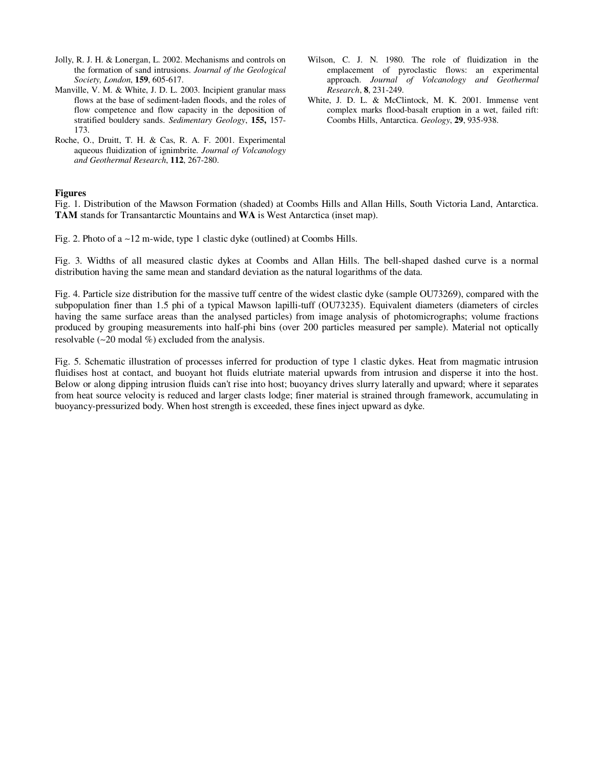Jolly, R. J. H. & Lonergan, L. 2002. Mechanisms and controls on the formation of sand intrusions. *Journal of the Geological Society, London*, **159**, 605-617.

Manville, V. M. & White, J. D. L. 2003. Incipient granular mass flows at the base of sediment-laden floods, and the roles of flow competence and flow capacity in the deposition of stratified bouldery sands. *Sedimentary Geology*, **155,** 157-173.

Roche, O., Druitt, T. H. & Cas, R. A. F. 2001. Experimental aqueous fluidization of ignimbrite. *Journal of Volcanology and Geothermal Research*, **112**, 267-280.

Wilson, C. J. N. 1980. The role of fluidization in the emplacement of pyroclastic flows: an experimental approach. *Journal of Volcanology and Geothermal Research*, **8**, 231-249.

White, J. D. L. & McClintock, M. K. 2001. Immense vent complex marks flood-basalt eruption in a wet, failed rift: Coombs Hills, Antarctica. *Geology*, **29**, 935-938.

**Figures**

Fig. 1. Distribution of the Mawson Formation (shaded) at Coombs Hills and Allan Hills, South Victoria Land, Antarctica. **TAM** stands for Transantarctic Mountains and **WA** is West Antarctica (inset map).

Fig. 2. Photo of a ~12 m-wide, type 1 clastic dyke (outlined) at Coombs Hills.

Fig. 3. Widths of all measured clastic dykes at Coombs and Allan Hills. The bell-shaped dashed curve is a normal distribution having the same mean and standard deviation as the natural logarithms of the data.

Fig. 4. Particle size distribution for the massive tuff centre of the widest clastic dyke (sample OU73269), compared with the subpopulation finer than 1.5 phi of a typical Mawson lapilli-tuff (OU73235). Equivalent diameters (diameters of circles having the same surface areas than the analysed particles) from image analysis of photomicrographs; volume fractions produced by grouping measurements into half-phi bins (over 200 particles measured per sample). Material not optically resolvable (~20 modal %) excluded from the analysis.

Fig. 5. Schematic illustration of processes inferred for production of type 1 clastic dykes. Heat from magmatic intrusion fluidises host at contact, and buoyant hot fluids elutriate material upwards from intrusion and disperse it into the host. Below or along dipping intrusion fluids can't rise into host; buoyancy drives slurry laterally and upward; where it separates from heat source velocity is reduced and larger clasts lodge; finer material is strained through framework, accumulating in buoyancy-pressurized body. When host strength is exceeded, these fines inject upward as dyke.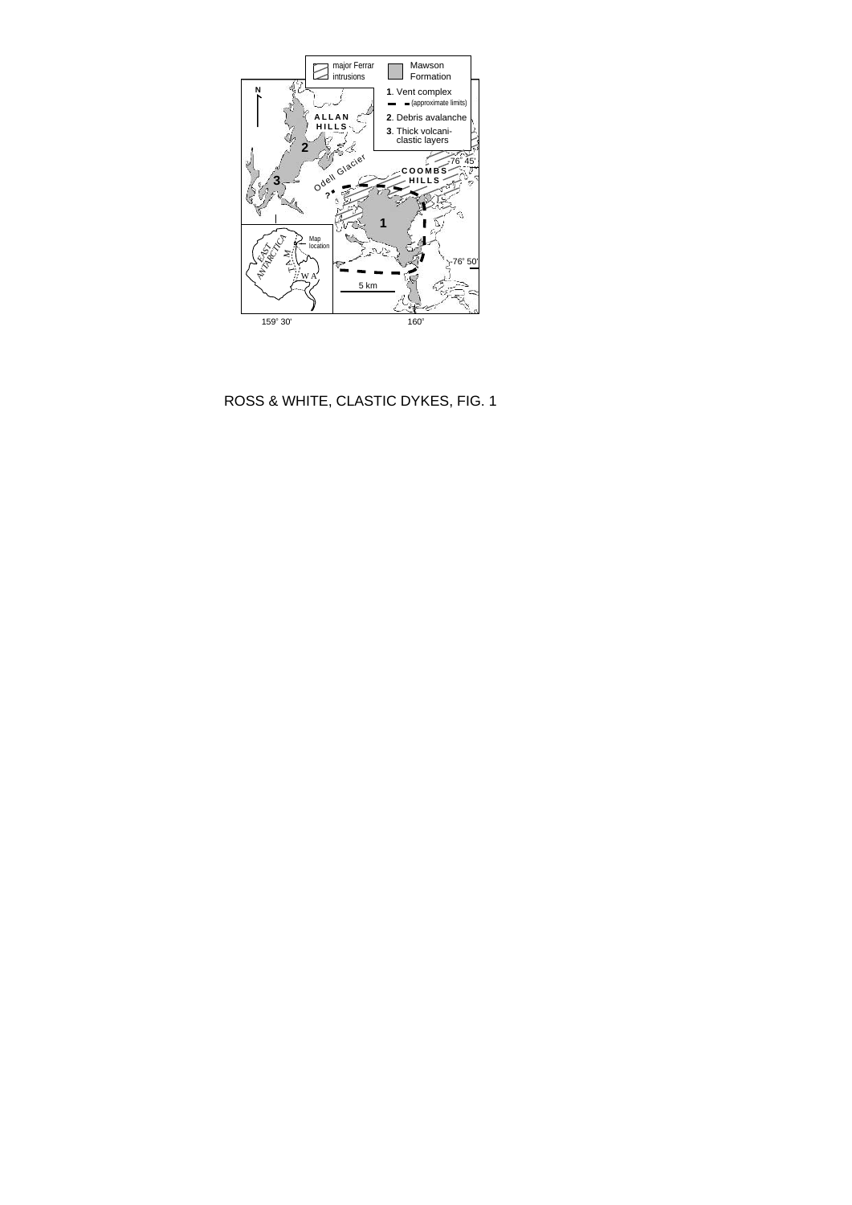ROSS & WHITE, CLASTIC DYKES, FIG. 1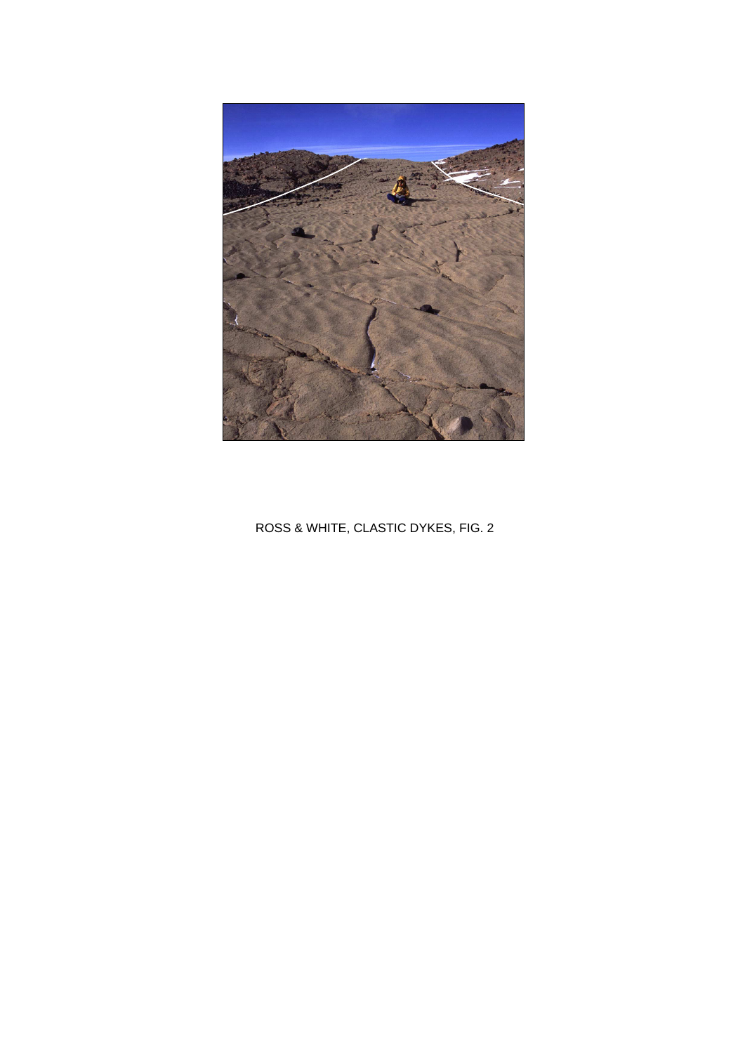ROSS & WHITE, CLASTIC DYKES, FIG. 2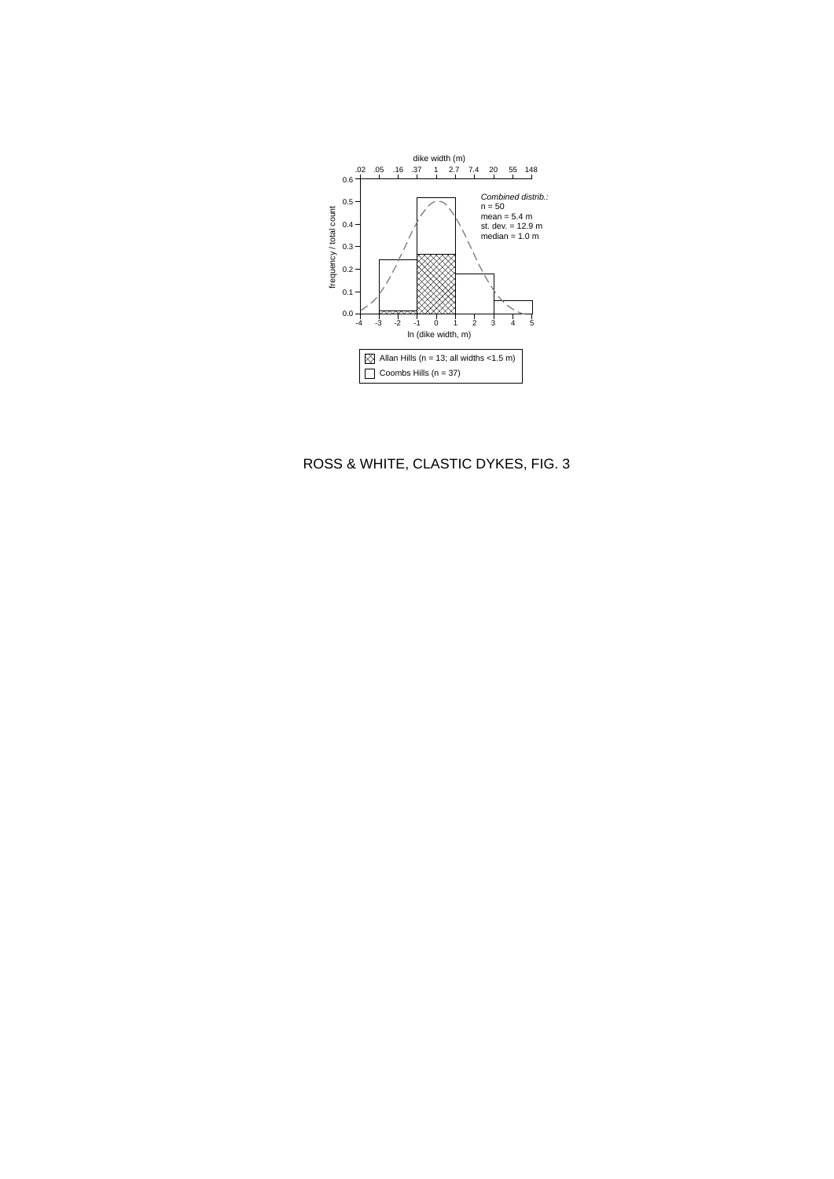dike width (m)

.02 .05 .16 .37 1 2.7 7.4 20 55 148

frequency / total count

*Combined distrib.:*
n = 50
mean = 5.4 m
st. dev. = 12.9 m
median = 1.0 m

ln (dike width, m)

Allan Hills (n = 13; all widths <1.5 m)

Coombs Hills (n = 37)

ROSS & WHITE, CLASTIC DYKES, FIG. 3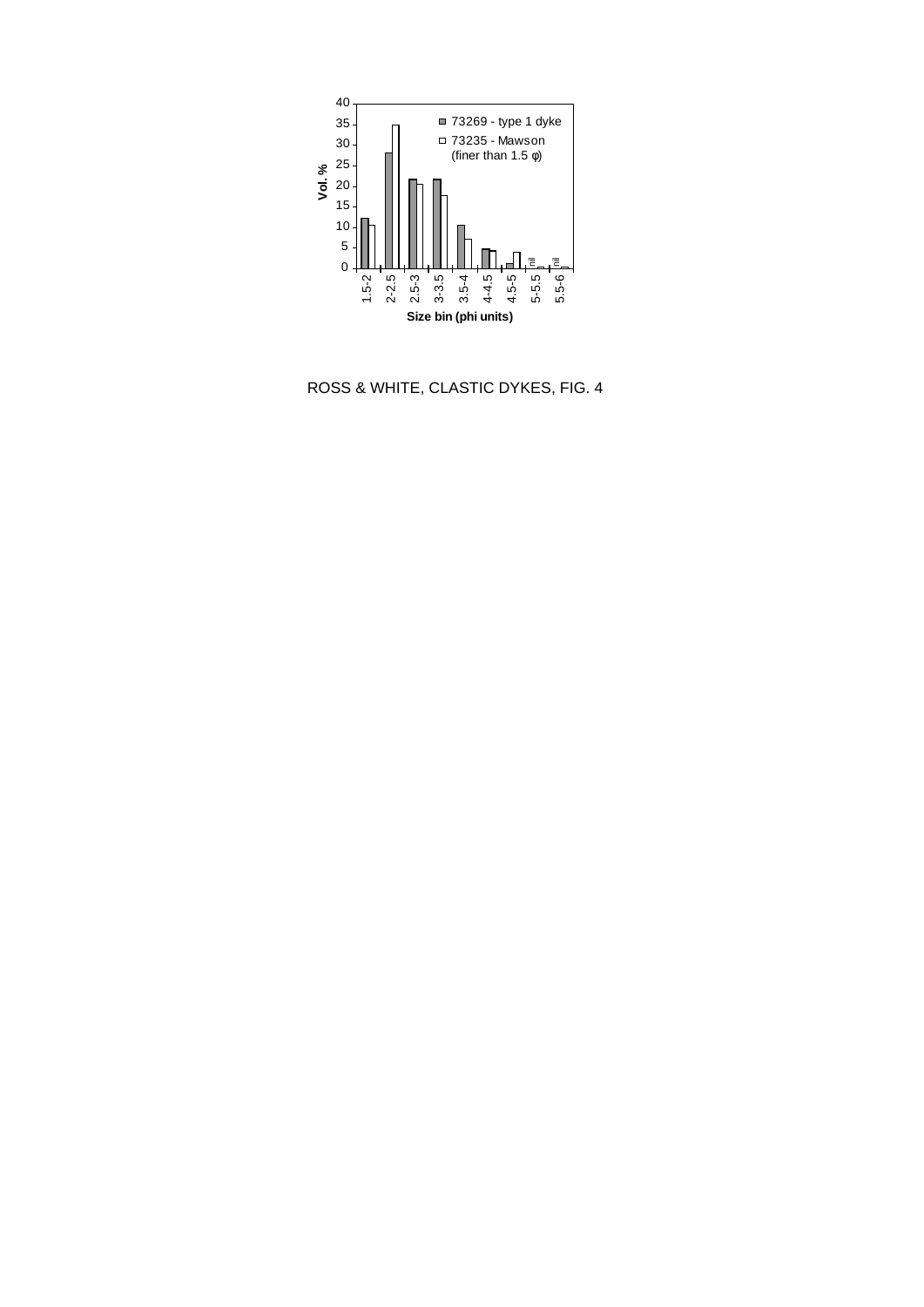ROSS & WHITE, CLASTIC DYKES, FIG. 4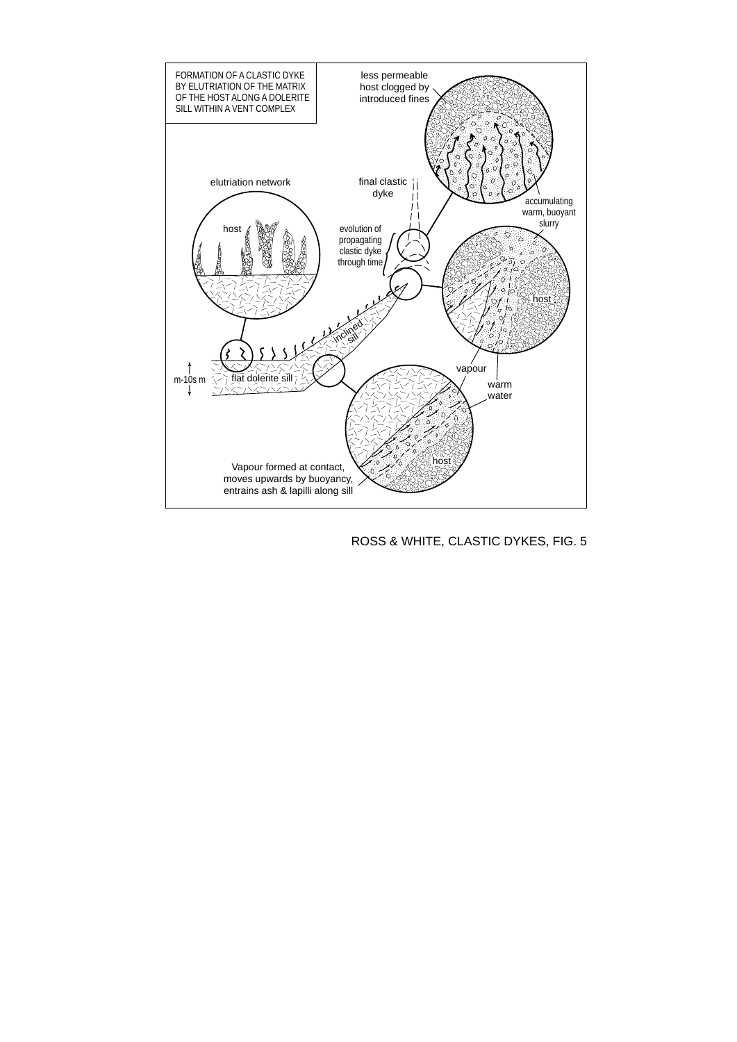FORMATION OF A CLASTIC DYKE BY ELUTRIATION OF THE MATRIX OF THE HOST ALONG A DOLERITE SILL WITHIN A VENT COMPLEX

less permeable host clogged by introduced fines

final clastic dyke

elutriation network

host

accumulating warm, buoyant slurry

evolution of propagating clastic dyke through time

host

inclined sill

m-10s m

flat dolerite sill

vapour

warm water

host

Vapour formed at contact, moves upwards by buoyancy, entrains ash & lapilli along sill

ROSS & WHITE, CLASTIC DYKES, FIG. 5